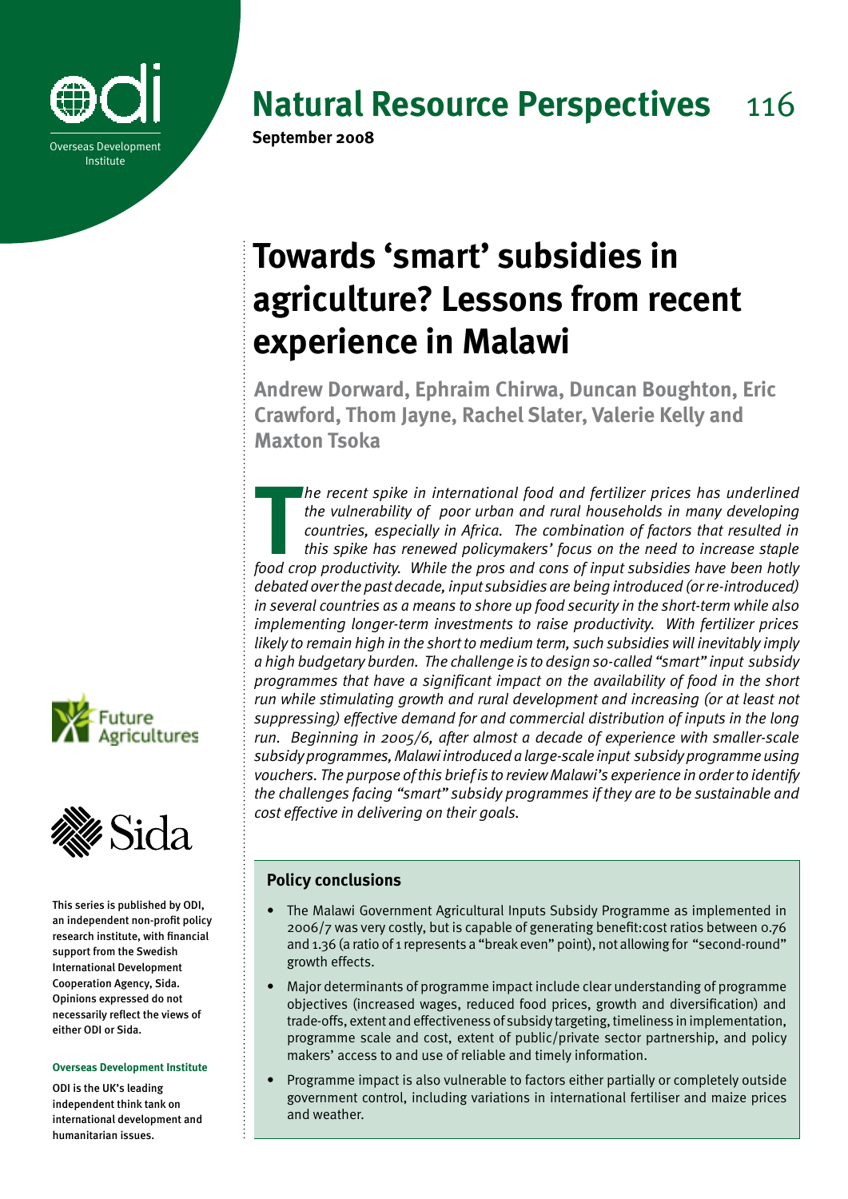# Natural Resource Perspectives 116

**September 2008**

# Towards 'smart' subsidies in agriculture? Lessons from recent experience in Malawi

**Andrew Dorward, Ephraim Chirwa, Duncan Boughton, Eric Crawford, Thom Jayne, Rachel Slater, Valerie Kelly and Maxton Tsoka**

*The recent spike in international food and fertilizer prices has underlined the vulnerability of poor urban and rural households in many developing countries, especially in Africa. The combination of factors that resulted in this spike has renewed policymakers' focus on the need to increase staple food crop productivity. While the pros and cons of input subsidies have been hotly debated over the past decade, input subsidies are being introduced (or re-introduced) in several countries as a means to shore up food security in the short-term while also implementing longer-term investments to raise productivity. With fertilizer prices likely to remain high in the short to medium term, such subsidies will inevitably imply a high budgetary burden. The challenge is to design so-called "smart" input subsidy programmes that have a significant impact on the availability of food in the short run while stimulating growth and rural development and increasing (or at least not suppressing) effective demand for and commercial distribution of inputs in the long run. Beginning in 2005/6, after almost a decade of experience with smaller-scale subsidy programmes, Malawi introduced a large-scale input subsidy programme using vouchers. The purpose of this brief is to review Malawi's experience in order to identify the challenges facing "smart" subsidy programmes if they are to be sustainable and cost effective in delivering on their goals.*

## Policy conclusions

- The Malawi Government Agricultural Inputs Subsidy Programme as implemented in 2006/7 was very costly, but is capable of generating benefit:cost ratios between 0.76 and 1.36 (a ratio of 1 represents a "break even" point), not allowing for "second-round" growth effects.
- Major determinants of programme impact include clear understanding of programme objectives (increased wages, reduced food prices, growth and diversification) and trade-offs, extent and effectiveness of subsidy targeting, timeliness in implementation, programme scale and cost, extent of public/private sector partnership, and policy makers' access to and use of reliable and timely information.
- Programme impact is also vulnerable to factors either partially or completely outside government control, including variations in international fertiliser and maize prices and weather.

This series is published by ODI, an independent non-profit policy research institute, with financial support from the Swedish International Development Cooperation Agency, Sida. Opinions expressed do not necessarily reflect the views of either ODI or Sida.

**Overseas Development Institute**

ODI is the UK's leading independent think tank on international development and humanitarian issues.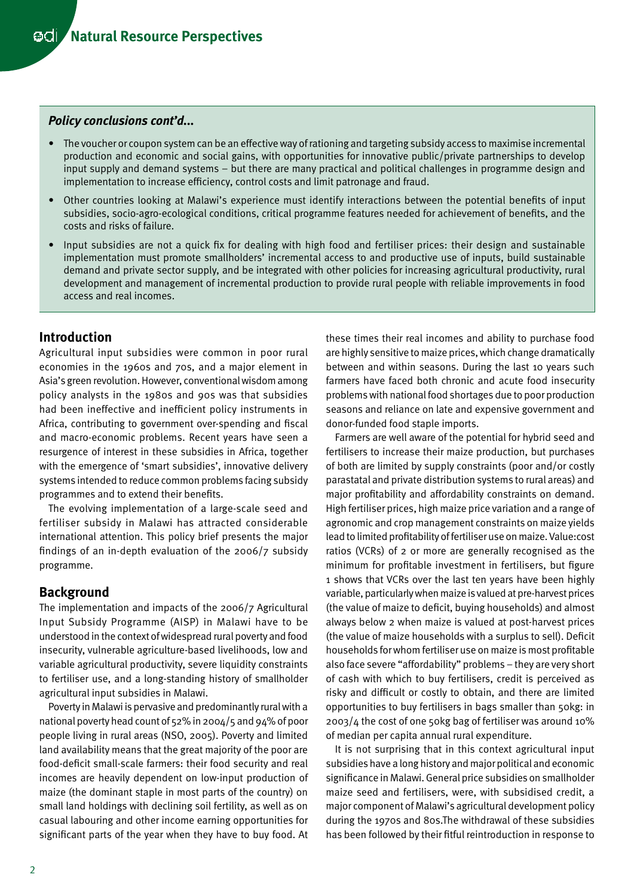### *Policy conclusions cont'd...*

- The voucher or coupon system can be an effective way of rationing and targeting subsidy access to maximise incremental production and economic and social gains, with opportunities for innovative public/private partnerships to develop input supply and demand systems – but there are many practical and political challenges in programme design and implementation to increase efficiency, control costs and limit patronage and fraud.
- Other countries looking at Malawi's experience must identify interactions between the potential benefits of input subsidies, socio-agro-ecological conditions, critical programme features needed for achievement of benefits, and the costs and risks of failure.
- Input subsidies are not a quick fix for dealing with high food and fertiliser prices: their design and sustainable implementation must promote smallholders' incremental access to and productive use of inputs, build sustainable demand and private sector supply, and be integrated with other policies for increasing agricultural productivity, rural development and management of incremental production to provide rural people with reliable improvements in food access and real incomes.

## Introduction

Agricultural input subsidies were common in poor rural economies in the 1960s and 70s, and a major element in Asia's green revolution. However, conventional wisdom among policy analysts in the 1980s and 90s was that subsidies had been ineffective and inefficient policy instruments in Africa, contributing to government over-spending and fiscal and macro-economic problems. Recent years have seen a resurgence of interest in these subsidies in Africa, together with the emergence of 'smart subsidies', innovative delivery systems intended to reduce common problems facing subsidy programmes and to extend their benefits.

The evolving implementation of a large-scale seed and fertiliser subsidy in Malawi has attracted considerable international attention. This policy brief presents the major findings of an in-depth evaluation of the 2006/7 subsidy programme.

## Background

The implementation and impacts of the 2006/7 Agricultural Input Subsidy Programme (AISP) in Malawi have to be understood in the context of widespread rural poverty and food insecurity, vulnerable agriculture-based livelihoods, low and variable agricultural productivity, severe liquidity constraints to fertiliser use, and a long-standing history of smallholder agricultural input subsidies in Malawi.

Poverty in Malawi is pervasive and predominantly rural with a national poverty head count of 52% in 2004/5 and 94% of poor people living in rural areas (NSO, 2005). Poverty and limited land availability means that the great majority of the poor are food-deficit small-scale farmers: their food security and real incomes are heavily dependent on low-input production of maize (the dominant staple in most parts of the country) on small land holdings with declining soil fertility, as well as on casual labouring and other income earning opportunities for significant parts of the year when they have to buy food. At these times their real incomes and ability to purchase food are highly sensitive to maize prices, which change dramatically between and within seasons. During the last 10 years such farmers have faced both chronic and acute food insecurity problems with national food shortages due to poor production seasons and reliance on late and expensive government and donor-funded food staple imports.

Farmers are well aware of the potential for hybrid seed and fertilisers to increase their maize production, but purchases of both are limited by supply constraints (poor and/or costly parastatal and private distribution systems to rural areas) and major profitability and affordability constraints on demand. High fertiliser prices, high maize price variation and a range of agronomic and crop management constraints on maize yields lead to limited profitability of fertiliser use on maize. Value:cost ratios (VCRs) of 2 or more are generally recognised as the minimum for profitable investment in fertilisers, but figure 1 shows that VCRs over the last ten years have been highly variable, particularly when maize is valued at pre-harvest prices (the value of maize to deficit, buying households) and almost always below 2 when maize is valued at post-harvest prices (the value of maize households with a surplus to sell). Deficit households for whom fertiliser use on maize is most profitable also face severe "affordability" problems – they are very short of cash with which to buy fertilisers, credit is perceived as risky and difficult or costly to obtain, and there are limited opportunities to buy fertilisers in bags smaller than 50kg: in 2003/4 the cost of one 50kg bag of fertiliser was around 10% of median per capita annual rural expenditure.

It is not surprising that in this context agricultural input subsidies have a long history and major political and economic significance in Malawi. General price subsidies on smallholder maize seed and fertilisers, were, with subsidised credit, a major component of Malawi's agricultural development policy during the 1970s and 80s.The withdrawal of these subsidies has been followed by their fitful reintroduction in response to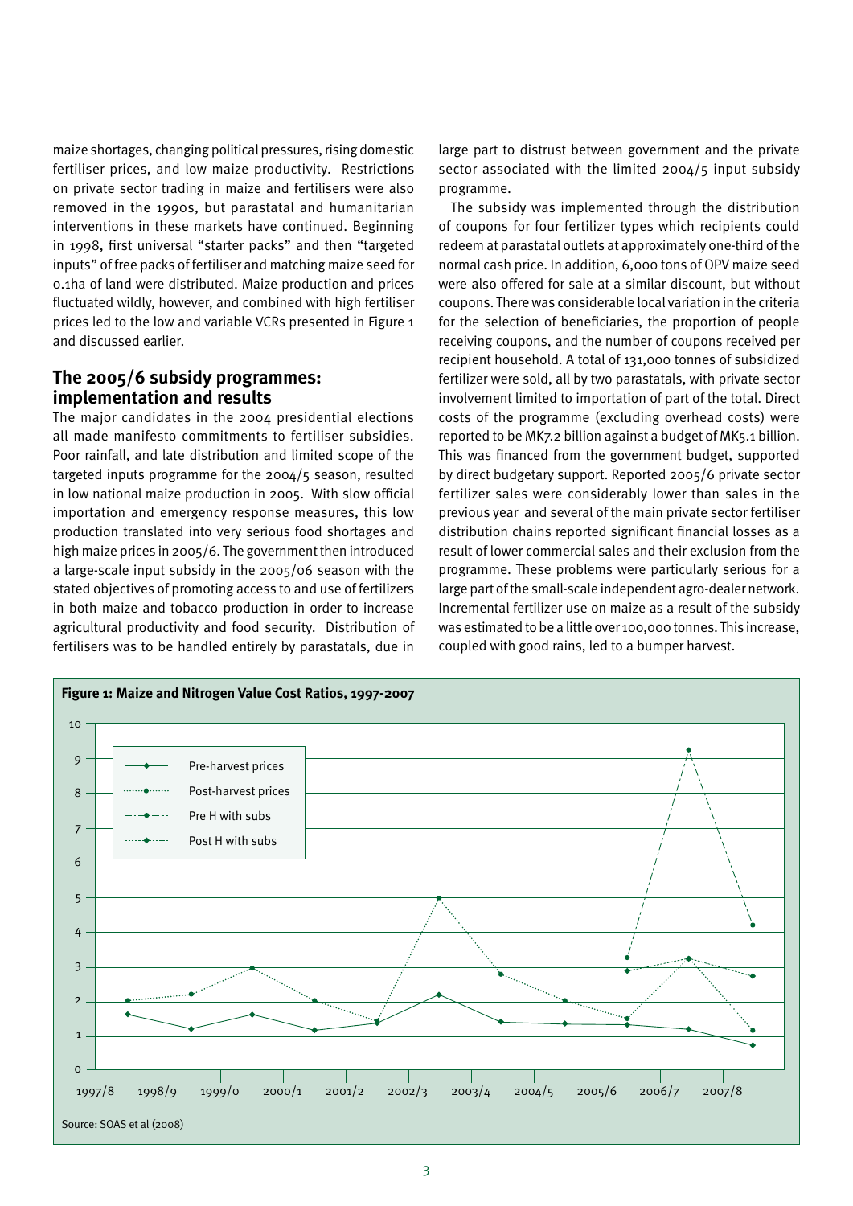maize shortages, changing political pressures, rising domestic fertiliser prices, and low maize productivity. Restrictions on private sector trading in maize and fertilisers were also removed in the 1990s, but parastatal and humanitarian interventions in these markets have continued. Beginning in 1998, first universal "starter packs" and then "targeted inputs" of free packs of fertiliser and matching maize seed for 0.1ha of land were distributed. Maize production and prices fluctuated wildly, however, and combined with high fertiliser prices led to the low and variable VCRs presented in Figure 1 and discussed earlier.

## The 2005/6 subsidy programmes: implementation and results

The major candidates in the 2004 presidential elections all made manifesto commitments to fertiliser subsidies. Poor rainfall, and late distribution and limited scope of the targeted inputs programme for the 2004/5 season, resulted in low national maize production in 2005. With slow official importation and emergency response measures, this low production translated into very serious food shortages and high maize prices in 2005/6. The government then introduced a large-scale input subsidy in the 2005/06 season with the stated objectives of promoting access to and use of fertilizers in both maize and tobacco production in order to increase agricultural productivity and food security. Distribution of fertilisers was to be handled entirely by parastatals, due in large part to distrust between government and the private sector associated with the limited 2004/5 input subsidy programme.

The subsidy was implemented through the distribution of coupons for four fertilizer types which recipients could redeem at parastatal outlets at approximately one-third of the normal cash price. In addition, 6,000 tons of OPV maize seed were also offered for sale at a similar discount, but without coupons. There was considerable local variation in the criteria for the selection of beneficiaries, the proportion of people receiving coupons, and the number of coupons received per recipient household. A total of 131,000 tonnes of subsidized fertilizer were sold, all by two parastatals, with private sector involvement limited to importation of part of the total. Direct costs of the programme (excluding overhead costs) were reported to be MK7.2 billion against a budget of MK5.1 billion. This was financed from the government budget, supported by direct budgetary support. Reported 2005/6 private sector fertilizer sales were considerably lower than sales in the previous year and several of the main private sector fertiliser distribution chains reported significant financial losses as a result of lower commercial sales and their exclusion from the programme. These problems were particularly serious for a large part of the small-scale independent agro-dealer network. Incremental fertilizer use on maize as a result of the subsidy was estimated to be a little over 100,000 tonnes. This increase, coupled with good rains, led to a bumper harvest.

**Figure 1: Maize and Nitrogen Value Cost Ratios, 1997-2007**

Source: SOAS et al (2008)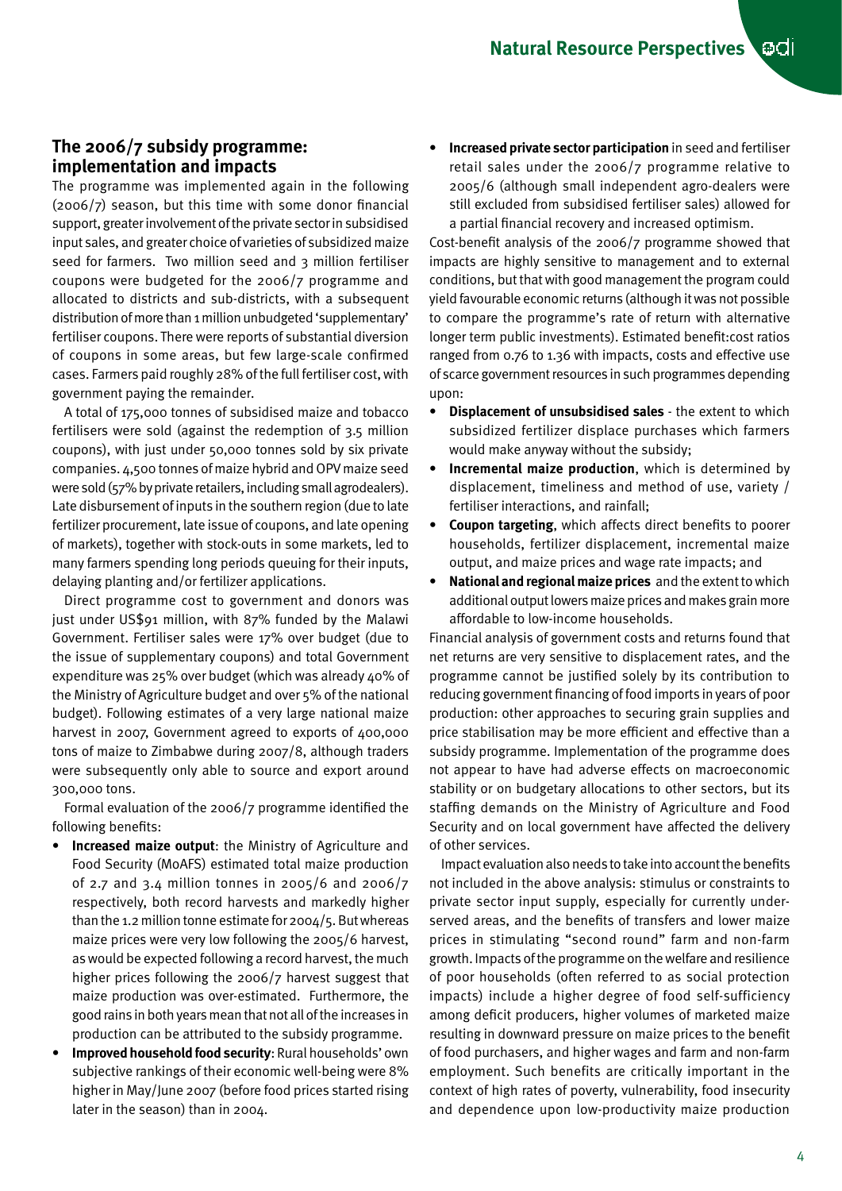## The 2006/7 subsidy programme: implementation and impacts

The programme was implemented again in the following (2006/7) season, but this time with some donor financial support, greater involvement of the private sector in subsidised input sales, and greater choice of varieties of subsidized maize seed for farmers. Two million seed and 3 million fertiliser coupons were budgeted for the 2006/7 programme and allocated to districts and sub-districts, with a subsequent distribution of more than 1 million unbudgeted 'supplementary' fertiliser coupons. There were reports of substantial diversion of coupons in some areas, but few large-scale confirmed cases. Farmers paid roughly 28% of the full fertiliser cost, with government paying the remainder.

A total of 175,000 tonnes of subsidised maize and tobacco fertilisers were sold (against the redemption of 3.5 million coupons), with just under 50,000 tonnes sold by six private companies. 4,500 tonnes of maize hybrid and OPV maize seed were sold (57% by private retailers, including small agrodealers). Late disbursement of inputs in the southern region (due to late fertilizer procurement, late issue of coupons, and late opening of markets), together with stock-outs in some markets, led to many farmers spending long periods queuing for their inputs, delaying planting and/or fertilizer applications.

Direct programme cost to government and donors was just under US$91 million, with 87% funded by the Malawi Government. Fertiliser sales were 17% over budget (due to the issue of supplementary coupons) and total Government expenditure was 25% over budget (which was already 40% of the Ministry of Agriculture budget and over 5% of the national budget). Following estimates of a very large national maize harvest in 2007, Government agreed to exports of 400,000 tons of maize to Zimbabwe during 2007/8, although traders were subsequently only able to source and export around 300,000 tons.

Formal evaluation of the 2006/7 programme identified the following benefits:

- **Increased maize output**: the Ministry of Agriculture and Food Security (MoAFS) estimated total maize production of 2.7 and 3.4 million tonnes in 2005/6 and 2006/7 respectively, both record harvests and markedly higher than the 1.2 million tonne estimate for 2004/5. But whereas maize prices were very low following the 2005/6 harvest, as would be expected following a record harvest, the much higher prices following the 2006/7 harvest suggest that maize production was over-estimated. Furthermore, the good rains in both years mean that not all of the increases in production can be attributed to the subsidy programme.
- **Improved household food security**: Rural households' own subjective rankings of their economic well-being were 8% higher in May/June 2007 (before food prices started rising later in the season) than in 2004.
- **Increased private sector participation** in seed and fertiliser retail sales under the 2006/7 programme relative to 2005/6 (although small independent agro-dealers were still excluded from subsidised fertiliser sales) allowed for a partial financial recovery and increased optimism.

Cost-benefit analysis of the 2006/7 programme showed that impacts are highly sensitive to management and to external conditions, but that with good management the program could yield favourable economic returns (although it was not possible to compare the programme's rate of return with alternative longer term public investments). Estimated benefit:cost ratios ranged from 0.76 to 1.36 with impacts, costs and effective use of scarce government resources in such programmes depending upon:

- **Displacement of unsubsidised sales** - the extent to which subsidized fertilizer displace purchases which farmers would make anyway without the subsidy;
- **Incremental maize production**, which is determined by displacement, timeliness and method of use, variety / fertiliser interactions, and rainfall;
- **Coupon targeting**, which affects direct benefits to poorer households, fertilizer displacement, incremental maize output, and maize prices and wage rate impacts; and
- **National and regional maize prices** and the extent to which additional output lowers maize prices and makes grain more affordable to low-income households.

Financial analysis of government costs and returns found that net returns are very sensitive to displacement rates, and the programme cannot be justified solely by its contribution to reducing government financing of food imports in years of poor production: other approaches to securing grain supplies and price stabilisation may be more efficient and effective than a subsidy programme. Implementation of the programme does not appear to have had adverse effects on macroeconomic stability or on budgetary allocations to other sectors, but its staffing demands on the Ministry of Agriculture and Food Security and on local government have affected the delivery of other services.

Impact evaluation also needs to take into account the benefits not included in the above analysis: stimulus or constraints to private sector input supply, especially for currently under-served areas, and the benefits of transfers and lower maize prices in stimulating "second round" farm and non-farm growth. Impacts of the programme on the welfare and resilience of poor households (often referred to as social protection impacts) include a higher degree of food self-sufficiency among deficit producers, higher volumes of marketed maize resulting in downward pressure on maize prices to the benefit of food purchasers, and higher wages and farm and non-farm employment. Such benefits are critically important in the context of high rates of poverty, vulnerability, food insecurity and dependence upon low-productivity maize production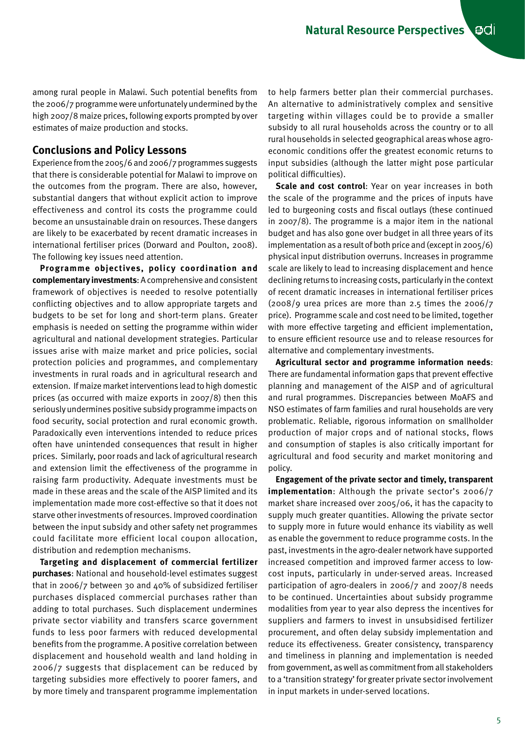among rural people in Malawi. Such potential benefits from the 2006/7 programme were unfortunately undermined by the high 2007/8 maize prices, following exports prompted by over estimates of maize production and stocks.

## Conclusions and Policy Lessons

Experience from the 2005/6 and 2006/7 programmes suggests that there is considerable potential for Malawi to improve on the outcomes from the program. There are also, however, substantial dangers that without explicit action to improve effectiveness and control its costs the programme could become an unsustainable drain on resources. These dangers are likely to be exacerbated by recent dramatic increases in international fertiliser prices (Dorward and Poulton, 2008). The following key issues need attention.

**Programme objectives, policy coordination and complementary investments**: A comprehensive and consistent framework of objectives is needed to resolve potentially conflicting objectives and to allow appropriate targets and budgets to be set for long and short-term plans. Greater emphasis is needed on setting the programme within wider agricultural and national development strategies. Particular issues arise with maize market and price policies, social protection policies and programmes, and complementary investments in rural roads and in agricultural research and extension. If maize market interventions lead to high domestic prices (as occurred with maize exports in 2007/8) then this seriously undermines positive subsidy programme impacts on food security, social protection and rural economic growth. Paradoxically even interventions intended to reduce prices often have unintended consequences that result in higher prices. Similarly, poor roads and lack of agricultural research and extension limit the effectiveness of the programme in raising farm productivity. Adequate investments must be made in these areas and the scale of the AISP limited and its implementation made more cost-effective so that it does not starve other investments of resources. Improved coordination between the input subsidy and other safety net programmes could facilitate more efficient local coupon allocation, distribution and redemption mechanisms.

**Targeting and displacement of commercial fertilizer purchases**: National and household-level estimates suggest that in 2006/7 between 30 and 40% of subsidized fertiliser purchases displaced commercial purchases rather than adding to total purchases. Such displacement undermines private sector viability and transfers scarce government funds to less poor farmers with reduced developmental benefits from the programme. A positive correlation between displacement and household wealth and land holding in 2006/7 suggests that displacement can be reduced by targeting subsidies more effectively to poorer famers, and by more timely and transparent programme implementation to help farmers better plan their commercial purchases. An alternative to administratively complex and sensitive targeting within villages could be to provide a smaller subsidy to all rural households across the country or to all rural households in selected geographical areas whose agro-economic conditions offer the greatest economic returns to input subsidies (although the latter might pose particular political difficulties).

**Scale and cost control**: Year on year increases in both the scale of the programme and the prices of inputs have led to burgeoning costs and fiscal outlays (these continued in 2007/8). The programme is a major item in the national budget and has also gone over budget in all three years of its implementation as a result of both price and (except in 2005/6) physical input distribution overruns. Increases in programme scale are likely to lead to increasing displacement and hence declining returns to increasing costs, particularly in the context of recent dramatic increases in international fertiliser prices (2008/9 urea prices are more than 2.5 times the 2006/7 price). Programme scale and cost need to be limited, together with more effective targeting and efficient implementation, to ensure efficient resource use and to release resources for alternative and complementary investments.

**Agricultural sector and programme information needs**: There are fundamental information gaps that prevent effective planning and management of the AISP and of agricultural and rural programmes. Discrepancies between MoAFS and NSO estimates of farm families and rural households are very problematic. Reliable, rigorous information on smallholder production of major crops and of national stocks, flows and consumption of staples is also critically important for agricultural and food security and market monitoring and policy.

**Engagement of the private sector and timely, transparent implementation**: Although the private sector's 2006/7 market share increased over 2005/06, it has the capacity to supply much greater quantities. Allowing the private sector to supply more in future would enhance its viability as well as enable the government to reduce programme costs. In the past, investments in the agro-dealer network have supported increased competition and improved farmer access to low-cost inputs, particularly in under-served areas. Increased participation of agro-dealers in 2006/7 and 2007/8 needs to be continued. Uncertainties about subsidy programme modalities from year to year also depress the incentives for suppliers and farmers to invest in unsubsidised fertilizer procurement, and often delay subsidy implementation and reduce its effectiveness. Greater consistency, transparency and timeliness in planning and implementation is needed from government, as well as commitment from all stakeholders to a 'transition strategy' for greater private sector involvement in input markets in under-served locations.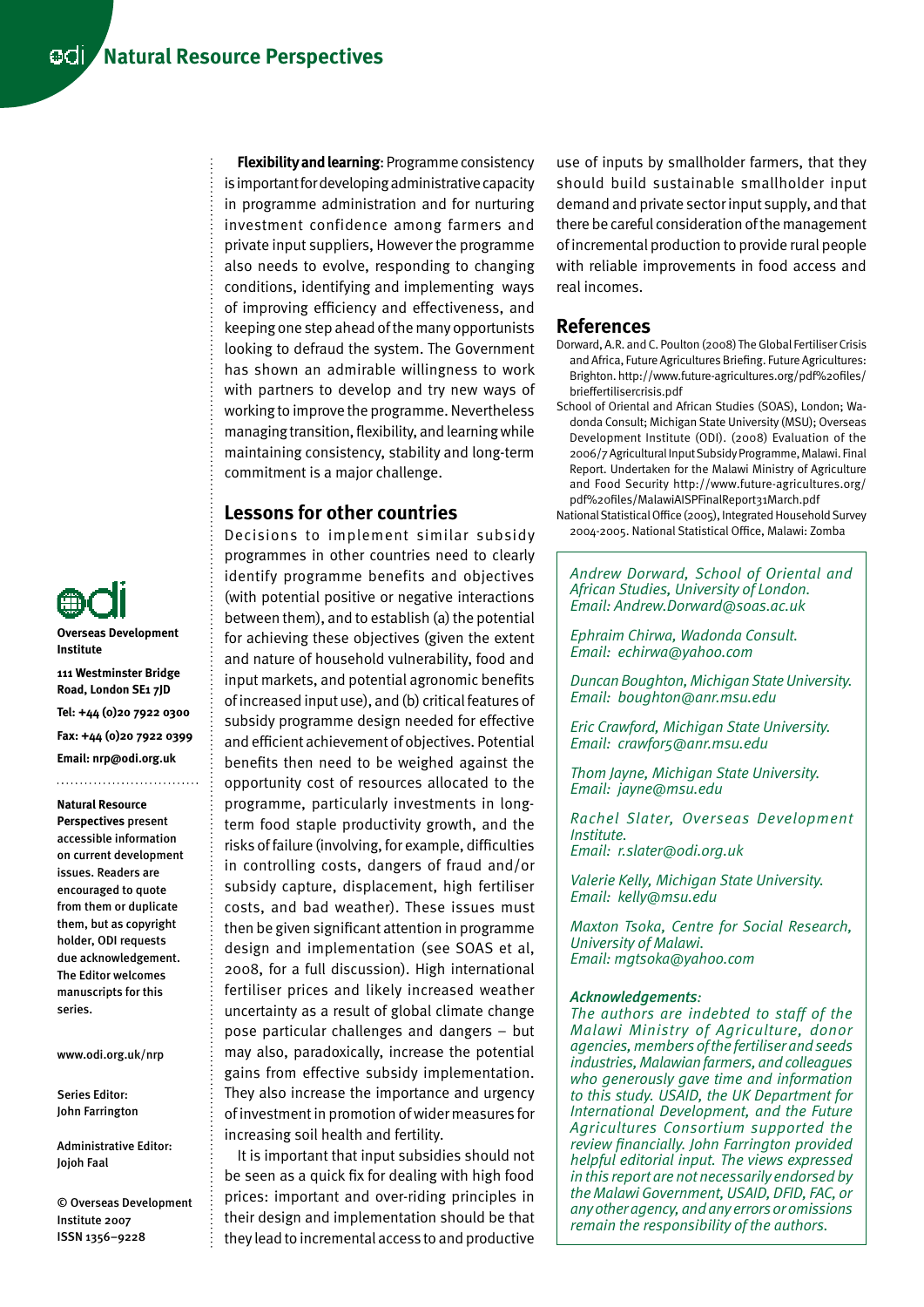**Flexibility and learning**: Programme consistency is important for developing administrative capacity in programme administration and for nurturing investment confidence among farmers and private input suppliers, However the programme also needs to evolve, responding to changing conditions, identifying and implementing ways of improving efficiency and effectiveness, and keeping one step ahead of the many opportunists looking to defraud the system. The Government has shown an admirable willingness to work with partners to develop and try new ways of working to improve the programme. Nevertheless managing transition, flexibility, and learning while maintaining consistency, stability and long-term commitment is a major challenge.

## Lessons for other countries

Decisions to implement similar subsidy programmes in other countries need to clearly identify programme benefits and objectives (with potential positive or negative interactions between them), and to establish (a) the potential for achieving these objectives (given the extent and nature of household vulnerability, food and input markets, and potential agronomic benefits of increased input use), and (b) critical features of subsidy programme design needed for effective and efficient achievement of objectives. Potential benefits then need to be weighed against the opportunity cost of resources allocated to the programme, particularly investments in long-term food staple productivity growth, and the risks of failure (involving, for example, difficulties in controlling costs, dangers of fraud and/or subsidy capture, displacement, high fertiliser costs, and bad weather). These issues must then be given significant attention in programme design and implementation (see SOAS et al, 2008, for a full discussion). High international fertiliser prices and likely increased weather uncertainty as a result of global climate change pose particular challenges and dangers – but may also, paradoxically, increase the potential gains from effective subsidy implementation. They also increase the importance and urgency of investment in promotion of wider measures for increasing soil health and fertility.

It is important that input subsidies should not be seen as a quick fix for dealing with high food prices: important and over-riding principles in their design and implementation should be that they lead to incremental access to and productive use of inputs by smallholder farmers, that they should build sustainable smallholder input demand and private sector input supply, and that there be careful consideration of the management of incremental production to provide rural people with reliable improvements in food access and real incomes.

## References

Dorward, A.R. and C. Poulton (2008) The Global Fertiliser Crisis and Africa, Future Agricultures Briefing. Future Agricultures: Brighton. http://www.future-agricultures.org/pdf%20files/brieffertilisercrisis.pdf

School of Oriental and African Studies (SOAS), London; Wadonda Consult; Michigan State University (MSU); Overseas Development Institute (ODI). (2008) Evaluation of the 2006/7 Agricultural Input Subsidy Programme, Malawi. Final Report. Undertaken for the Malawi Ministry of Agriculture and Food Security http://www.future-agricultures.org/pdf%20files/MalawiAISPFinalReport31March.pdf

National Statistical Office (2005), Integrated Household Survey 2004-2005. National Statistical Office, Malawi: Zomba

*Andrew Dorward, School of Oriental and African Studies, University of London.*
*Email: Andrew.Dorward@soas.ac.uk*

*Ephraim Chirwa, Wadonda Consult.*
*Email: echirwa@yahoo.com*

*Duncan Boughton, Michigan State University.*
*Email: boughton@anr.msu.edu*

*Eric Crawford, Michigan State University.*
*Email: crawfor5@anr.msu.edu*

*Thom Jayne, Michigan State University.*
*Email: jayne@msu.edu*

*Rachel Slater, Overseas Development Institute.*
*Email: r.slater@odi.org.uk*

*Valerie Kelly, Michigan State University.*
*Email: kelly@msu.edu*

*Maxton Tsoka, Centre for Social Research, University of Malawi.*
*Email: mgtsoka@yahoo.com*

***Acknowledgements**:*
*The authors are indebted to staff of the Malawi Ministry of Agriculture, donor agencies, members of the fertiliser and seeds industries, Malawian farmers, and colleagues who generously gave time and information to this study. USAID, the UK Department for International Development, and the Future Agricultures Consortium supported the review financially. John Farrington provided helpful editorial input. The views expressed in this report are not necessarily endorsed by the Malawi Government, USAID, DFID, FAC, or any other agency, and any errors or omissions remain the responsibility of the authors.*

**Overseas Development Institute**

**111 Westminster Bridge Road, London SE1 7JD**

**Tel: +44 (0)20 7922 0300**

**Fax: +44 (0)20 7922 0399**

**Email: nrp@odi.org.uk**

**Natural Resource Perspectives** present accessible information on current development issues. Readers are encouraged to quote from them or duplicate them, but as copyright holder, ODI requests due acknowledgement. The Editor welcomes manuscripts for this series.

www.odi.org.uk/nrp

Series Editor:
John Farrington

Administrative Editor:
Jojoh Faal

© Overseas Development Institute 2007
ISSN 1356–9228